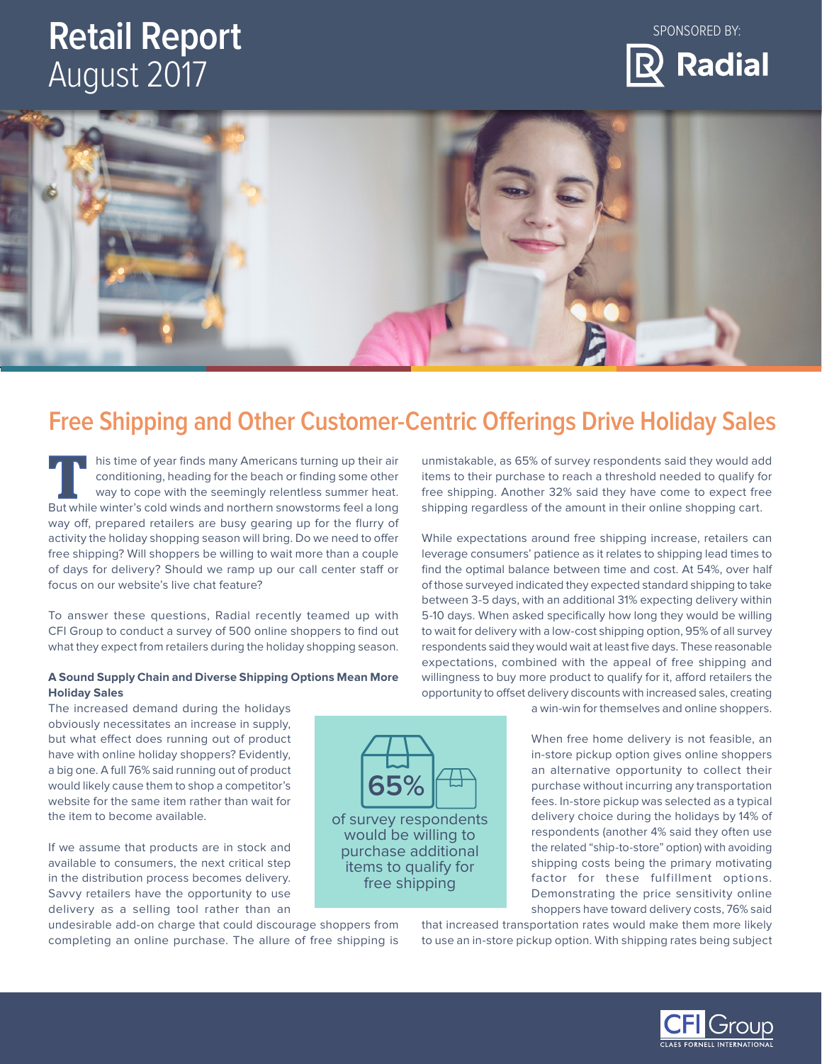# Retail Report
August 2017

SPONSORED BY: Radial

## Free Shipping and Other Customer-Centric Offerings Drive Holiday Sales

This time of year finds many Americans turning up their air conditioning, heading for the beach or finding some other way to cope with the seemingly relentless summer heat. But while winter's cold winds and northern snowstorms feel a long way off, prepared retailers are busy gearing up for the flurry of activity the holiday shopping season will bring. Do we need to offer free shipping? Will shoppers be willing to wait more than a couple of days for delivery? Should we ramp up our call center staff or focus on our website's live chat feature?

To answer these questions, Radial recently teamed up with CFI Group to conduct a survey of 500 online shoppers to find out what they expect from retailers during the holiday shopping season.

**A Sound Supply Chain and Diverse Shipping Options Mean More Holiday Sales**

The increased demand during the holidays obviously necessitates an increase in supply, but what effect does running out of product have with online holiday shoppers? Evidently, a big one. A full 76% said running out of product would likely cause them to shop a competitor's website for the same item rather than wait for the item to become available.

If we assume that products are in stock and available to consumers, the next critical step in the distribution process becomes delivery. Savvy retailers have the opportunity to use delivery as a selling tool rather than an undesirable add-on charge that could discourage shoppers from completing an online purchase. The allure of free shipping is unmistakable, as 65% of survey respondents said they would add items to their purchase to reach a threshold needed to qualify for free shipping. Another 32% said they have come to expect free shipping regardless of the amount in their online shopping cart.

> **65%**
> of survey respondents would be willing to purchase additional items to qualify for free shipping

While expectations around free shipping increase, retailers can leverage consumers' patience as it relates to shipping lead times to find the optimal balance between time and cost. At 54%, over half of those surveyed indicated they expected standard shipping to take between 3-5 days, with an additional 31% expecting delivery within 5-10 days. When asked specifically how long they would be willing to wait for delivery with a low-cost shipping option, 95% of all survey respondents said they would wait at least five days. These reasonable expectations, combined with the appeal of free shipping and willingness to buy more product to qualify for it, afford retailers the opportunity to offset delivery discounts with increased sales, creating a win-win for themselves and online shoppers.

When free home delivery is not feasible, an in-store pickup option gives online shoppers an alternative opportunity to collect their purchase without incurring any transportation fees. In-store pickup was selected as a typical delivery choice during the holidays by 14% of respondents (another 4% said they often use the related "ship-to-store" option) with avoiding shipping costs being the primary motivating factor for these fulfillment options. Demonstrating the price sensitivity online shoppers have toward delivery costs, 76% said that increased transportation rates would make them more likely to use an in-store pickup option. With shipping rates being subject

CFI Group – Claes Fornell International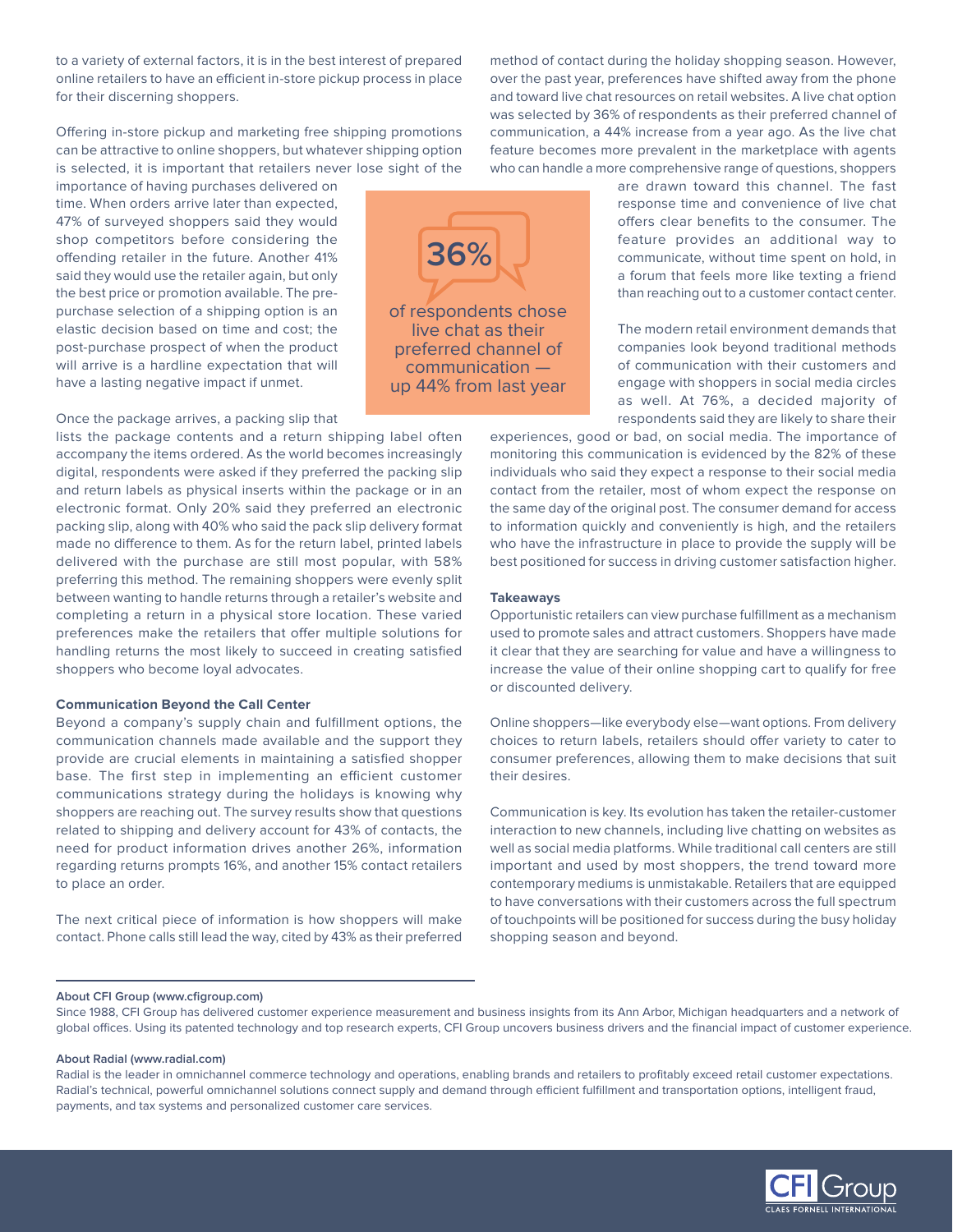to a variety of external factors, it is in the best interest of prepared online retailers to have an efficient in-store pickup process in place for their discerning shoppers.

Offering in-store pickup and marketing free shipping promotions can be attractive to online shoppers, but whatever shipping option is selected, it is important that retailers never lose sight of the importance of having purchases delivered on time. When orders arrive later than expected, 47% of surveyed shoppers said they would shop competitors before considering the offending retailer in the future. Another 41% said they would use the retailer again, but only the best price or promotion available. The pre-purchase selection of a shipping option is an elastic decision based on time and cost; the post-purchase prospect of when the product will arrive is a hardline expectation that will have a lasting negative impact if unmet.

Once the package arrives, a packing slip that lists the package contents and a return shipping label often accompany the items ordered. As the world becomes increasingly digital, respondents were asked if they preferred the packing slip and return labels as physical inserts within the package or in an electronic format. Only 20% said they preferred an electronic packing slip, along with 40% who said the pack slip delivery format made no difference to them. As for the return label, printed labels delivered with the purchase are still most popular, with 58% preferring this method. The remaining shoppers were evenly split between wanting to handle returns through a retailer's website and completing a return in a physical store location. These varied preferences make the retailers that offer multiple solutions for handling returns the most likely to succeed in creating satisfied shoppers who become loyal advocates.

**Communication Beyond the Call Center**

Beyond a company's supply chain and fulfillment options, the communication channels made available and the support they provide are crucial elements in maintaining a satisfied shopper base. The first step in implementing an efficient customer communications strategy during the holidays is knowing why shoppers are reaching out. The survey results show that questions related to shipping and delivery account for 43% of contacts, the need for product information drives another 26%, information regarding returns prompts 16%, and another 15% contact retailers to place an order.

The next critical piece of information is how shoppers will make contact. Phone calls still lead the way, cited by 43% as their preferred method of contact during the holiday shopping season. However, over the past year, preferences have shifted away from the phone and toward live chat resources on retail websites. A live chat option was selected by 36% of respondents as their preferred channel of communication, a 44% increase from a year ago. As the live chat feature becomes more prevalent in the marketplace with agents who can handle a more comprehensive range of questions, shoppers are drawn toward this channel. The fast response time and convenience of live chat offers clear benefits to the consumer. The feature provides an additional way to communicate, without time spent on hold, in a forum that feels more like texting a friend than reaching out to a customer contact center.

36%

of respondents chose live chat as their preferred channel of communication — up 44% from last year

The modern retail environment demands that companies look beyond traditional methods of communication with their customers and engage with shoppers in social media circles as well. At 76%, a decided majority of respondents said they are likely to share their experiences, good or bad, on social media. The importance of monitoring this communication is evidenced by the 82% of these individuals who said they expect a response to their social media contact from the retailer, most of whom expect the response on the same day of the original post. The consumer demand for access to information quickly and conveniently is high, and the retailers who have the infrastructure in place to provide the supply will be best positioned for success in driving customer satisfaction higher.

**Takeaways**

Opportunistic retailers can view purchase fulfillment as a mechanism used to promote sales and attract customers. Shoppers have made it clear that they are searching for value and have a willingness to increase the value of their online shopping cart to qualify for free or discounted delivery.

Online shoppers—like everybody else—want options. From delivery choices to return labels, retailers should offer variety to cater to consumer preferences, allowing them to make decisions that suit their desires.

Communication is key. Its evolution has taken the retailer-customer interaction to new channels, including live chatting on websites as well as social media platforms. While traditional call centers are still important and used by most shoppers, the trend toward more contemporary mediums is unmistakable. Retailers that are equipped to have conversations with their customers across the full spectrum of touchpoints will be positioned for success during the busy holiday shopping season and beyond.

---

**About CFI Group (www.cfigroup.com)**

Since 1988, CFI Group has delivered customer experience measurement and business insights from its Ann Arbor, Michigan headquarters and a network of global offices. Using its patented technology and top research experts, CFI Group uncovers business drivers and the financial impact of customer experience.

**About Radial (www.radial.com)**

Radial is the leader in omnichannel commerce technology and operations, enabling brands and retailers to profitably exceed retail customer expectations. Radial's technical, powerful omnichannel solutions connect supply and demand through efficient fulfillment and transportation options, intelligent fraud, payments, and tax systems and personalized customer care services.

CFI Group
CLAES FORNELL INTERNATIONAL